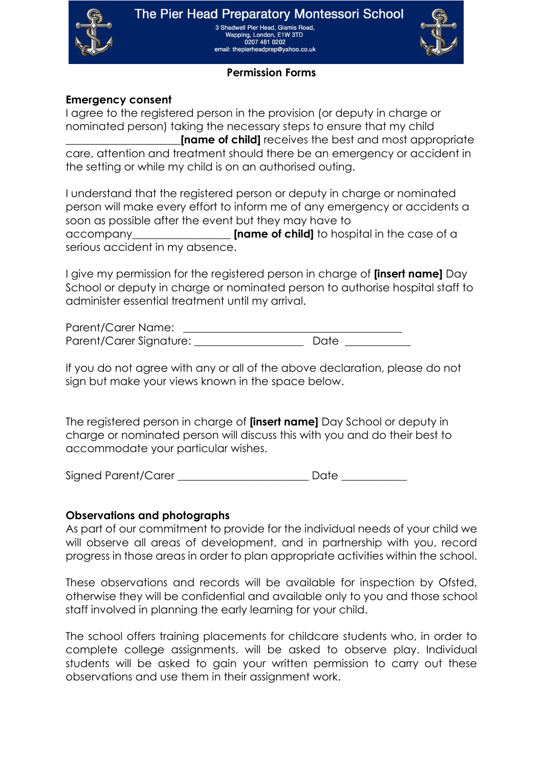# The Pier Head Preparatory Montessori School

3 Shadwell Pier Head, Glamis Road,
Wapping, London, E1W 3TD
0207 481 0202
email: thepierheadprep@yahoo.co.uk

## Permission Forms

### Emergency consent

I agree to the registered person in the provision (or deputy in charge or nominated person) taking the necessary steps to ensure that my child \_\_\_\_\_\_\_\_\_\_\_\_\_\_\_\_\_\_\_\_**[name of child]** receives the best and most appropriate care, attention and treatment should there be an emergency or accident in the setting or while my child is on an authorised outing.

I understand that the registered person or deputy in charge or nominated person will make every effort to inform me of any emergency or accidents a soon as possible after the event but they may have to accompany\_\_\_\_\_\_\_\_\_\_\_\_\_\_\_\_\_ **[name of child]** to hospital in the case of a serious accident in my absence.

I give my permission for the registered person in charge of **[insert name]** Day School or deputy in charge or nominated person to authorise hospital staff to administer essential treatment until my arrival.

Parent/Carer Name: \_\_\_\_\_\_\_\_\_\_\_\_\_\_\_\_\_\_\_\_\_\_\_\_\_\_\_\_\_\_\_\_\_\_\_\_\_\_
Parent/Carer Signature: \_\_\_\_\_\_\_\_\_\_\_\_\_\_\_\_\_\_\_ Date \_\_\_\_\_\_\_\_\_\_\_

If you do not agree with any or all of the above declaration, please do not sign but make your views known in the space below.

The registered person in charge of **[insert name]** Day School or deputy in charge or nominated person will discuss this with you and do their best to accommodate your particular wishes.

Signed Parent/Carer \_\_\_\_\_\_\_\_\_\_\_\_\_\_\_\_\_\_\_\_\_\_ Date \_\_\_\_\_\_\_\_\_\_\_

### Observations and photographs

As part of our commitment to provide for the individual needs of your child we will observe all areas of development, and in partnership with you, record progress in those areas in order to plan appropriate activities within the school.

These observations and records will be available for inspection by Ofsted, otherwise they will be confidential and available only to you and those school staff involved in planning the early learning for your child.

The school offers training placements for childcare students who, in order to complete college assignments, will be asked to observe play. Individual students will be asked to gain your written permission to carry out these observations and use them in their assignment work.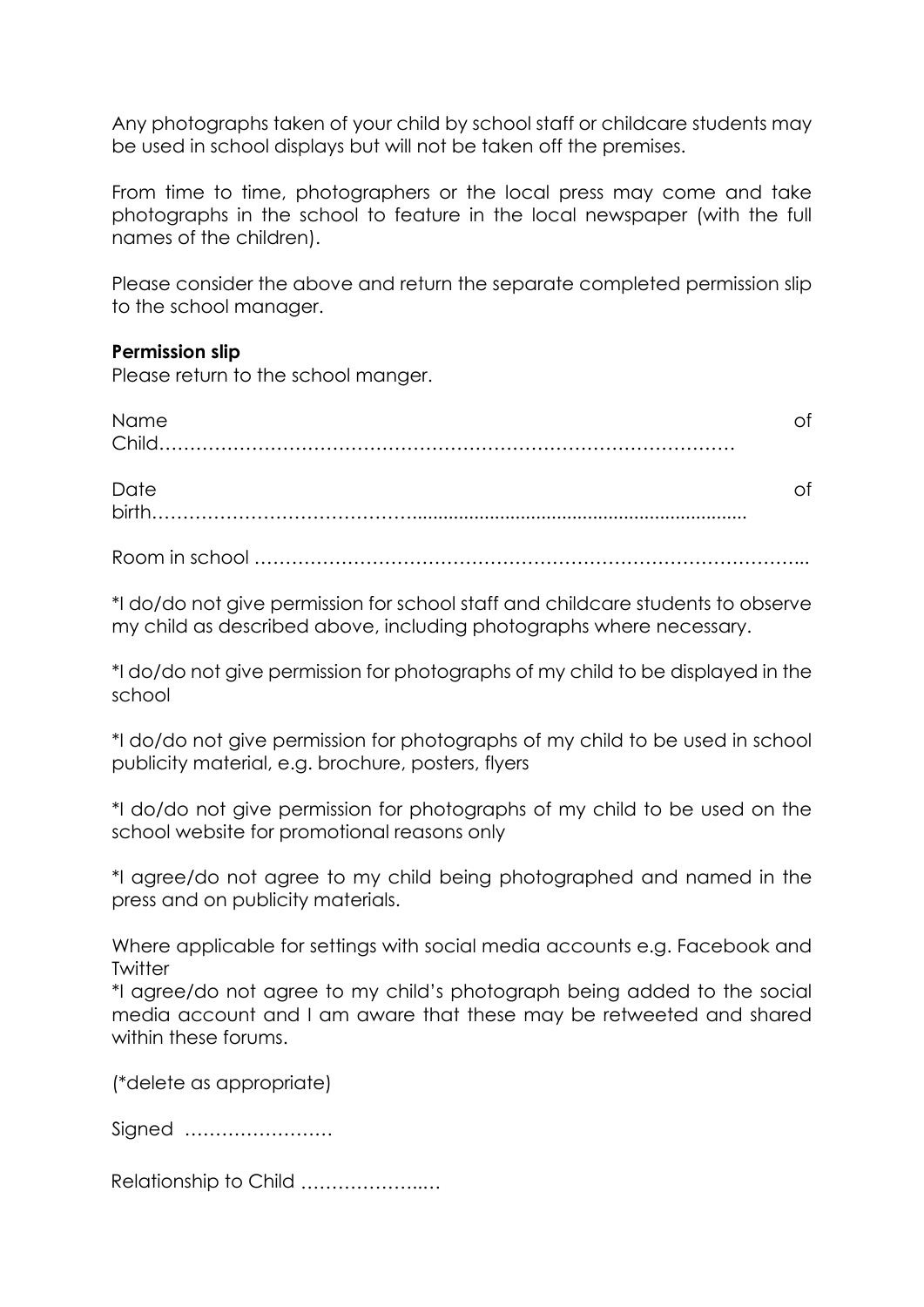Any photographs taken of your child by school staff or childcare students may be used in school displays but will not be taken off the premises.

From time to time, photographers or the local press may come and take photographs in the school to feature in the local newspaper (with the full names of the children).

Please consider the above and return the separate completed permission slip to the school manager.

**Permission slip**

Please return to the school manger.

Name of Child……………………………………………………………………………

Date of birth……………………………………..................................................................

Room in school ……………………………………………………………………………...

*I do/do not give permission for school staff and childcare students to observe my child as described above, including photographs where necessary.

*I do/do not give permission for photographs of my child to be displayed in the school

*I do/do not give permission for photographs of my child to be used in school publicity material, e.g. brochure, posters, flyers

*I do/do not give permission for photographs of my child to be used on the school website for promotional reasons only

*I agree/do not agree to my child being photographed and named in the press and on publicity materials.

Where applicable for settings with social media accounts e.g. Facebook and Twitter

*I agree/do not agree to my child's photograph being added to the social media account and I am aware that these may be retweeted and shared within these forums.

(*delete as appropriate)

Signed ……………………

Relationship to Child ………………..…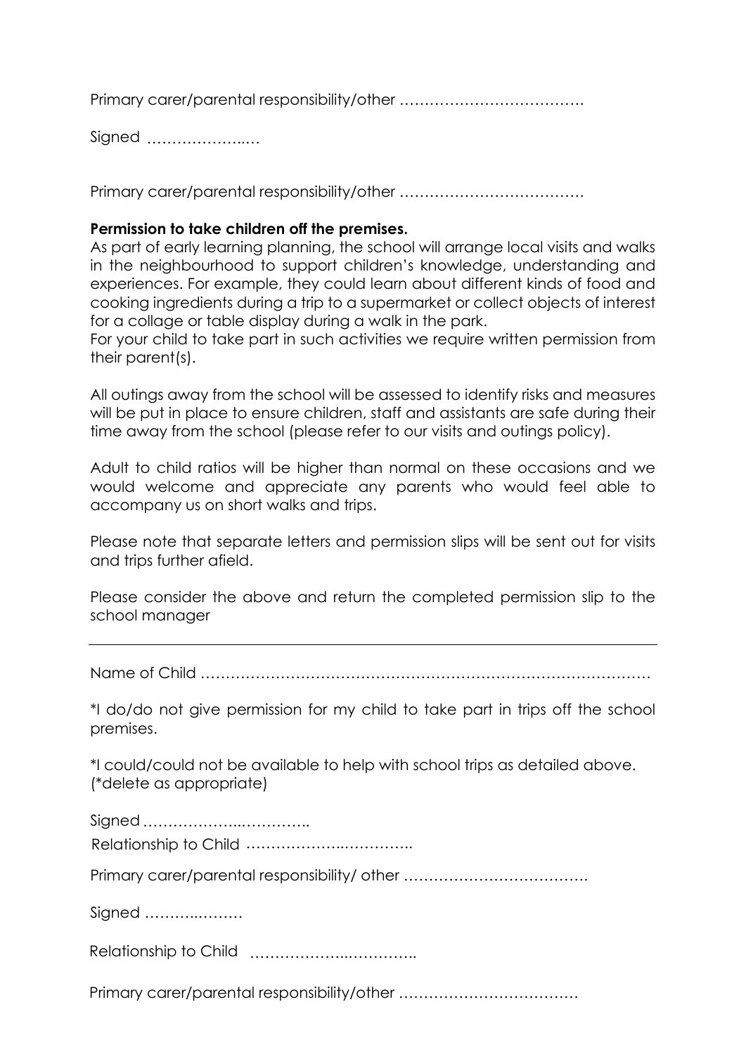Primary carer/parental responsibility/other ………………………………

Signed ………………..…

Primary carer/parental responsibility/other ……………………………….

**Permission to take children off the premises.**

As part of early learning planning, the school will arrange local visits and walks in the neighbourhood to support children's knowledge, understanding and experiences. For example, they could learn about different kinds of food and cooking ingredients during a trip to a supermarket or collect objects of interest for a collage or table display during a walk in the park.

For your child to take part in such activities we require written permission from their parent(s).

All outings away from the school will be assessed to identify risks and measures will be put in place to ensure children, staff and assistants are safe during their time away from the school (please refer to our visits and outings policy).

Adult to child ratios will be higher than normal on these occasions and we would welcome and appreciate any parents who would feel able to accompany us on short walks and trips.

Please note that separate letters and permission slips will be sent out for visits and trips further afield.

Please consider the above and return the completed permission slip to the school manager

---

Name of Child ……………………………………………………………………………

*I do/do not give permission for my child to take part in trips off the school premises.

*I could/could not be available to help with school trips as detailed above.
(*delete as appropriate)

Signed ……………….………….

Relationship to Child ……………….………….

Primary carer/parental responsibility/ other ……………………………….

Signed ……….………

Relationship to Child ……………….………….

Primary carer/parental responsibility/other ………………………………